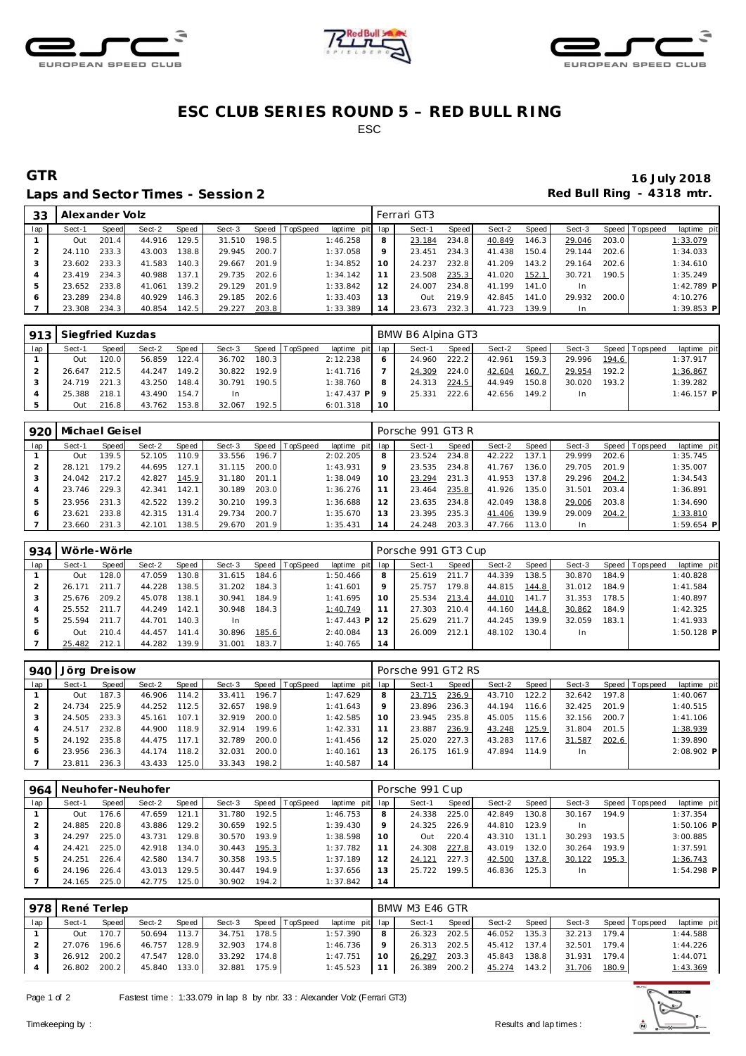# ESC CLUB SERIES ROUND 5 – RED BULL RING

ESC

## GTR

**16 July 2018**

### Laps and Sector Times - Session 2

**Red Bull Ring - 4318 mtr.**

| 33 | Alexander Volz | | | | | | | | Ferrari GT3 | | | | | | | | |
|---|---|---|---|---|---|---|---|---|---|---|---|---|---|---|---|---|---|
| lap | Sect-1 | Speed | Sect-2 | Speed | Sect-3 | Speed | TopSpeed | laptime pit | lap | Sect-1 | Speed | Sect-2 | Speed | Sect-3 | Speed | Topspeed | laptime pit |
| 1 | Out | 201.4 | 44.916 | 129.5 | 31.510 | 198.5 | | 1:46.258 | 8 | 23.184 | 234.8 | 40.849 | 146.3 | 29.046 | 203.0 | | 1:33.079 |
| 2 | 24.110 | 233.3 | 43.003 | 138.8 | 29.945 | 200.7 | | 1:37.058 | 9 | 23.451 | 234.3 | 41.438 | 150.4 | 29.144 | 202.6 | | 1:34.033 |
| 3 | 23.602 | 233.3 | 41.583 | 140.3 | 29.667 | 201.9 | | 1:34.852 | 10 | 24.237 | 232.8 | 41.209 | 143.2 | 29.164 | 202.6 | | 1:34.610 |
| 4 | 23.419 | 234.3 | 40.988 | 137.1 | 29.735 | 202.6 | | 1:34.142 | 11 | 23.508 | 235.3 | 41.020 | 152.1 | 30.721 | 190.5 | | 1:35.249 |
| 5 | 23.652 | 233.8 | 41.061 | 139.2 | 29.129 | 201.9 | | 1:33.842 | 12 | 24.007 | 234.8 | 41.199 | 141.0 | In | | | 1:42.789 P |
| 6 | 23.289 | 234.8 | 40.929 | 146.3 | 29.185 | 202.6 | | 1:33.403 | 13 | Out | 219.9 | 42.845 | 141.0 | 29.932 | 200.0 | | 4:10.276 |
| 7 | 23.308 | 234.3 | 40.854 | 142.5 | 29.227 | 203.8 | | 1:33.389 | 14 | 23.673 | 232.3 | 41.723 | 139.9 | In | | | 1:39.853 P |

| 913 | Siegfried Kuzdas | | | | | | | | BMW B6 Alpina GT3 | | | | | | | | |
|---|---|---|---|---|---|---|---|---|---|---|---|---|---|---|---|---|---|
| lap | Sect-1 | Speed | Sect-2 | Speed | Sect-3 | Speed | TopSpeed | laptime pit | lap | Sect-1 | Speed | Sect-2 | Speed | Sect-3 | Speed | Topspeed | laptime pit |
| 1 | Out | 120.0 | 56.859 | 122.4 | 36.702 | 180.3 | | 2:12.238 | 6 | 24.960 | 222.2 | 42.961 | 159.3 | 29.996 | 194.6 | | 1:37.917 |
| 2 | 26.647 | 212.5 | 44.247 | 149.2 | 30.822 | 192.9 | | 1:41.716 | 7 | 24.309 | 224.0 | 42.604 | 160.7 | 29.954 | 192.2 | | 1:36.867 |
| 3 | 24.719 | 221.3 | 43.250 | 148.4 | 30.791 | 190.5 | | 1:38.760 | 8 | 24.313 | 224.5 | 44.949 | 150.8 | 30.020 | 193.2 | | 1:39.282 |
| 4 | 25.388 | 218.1 | 43.490 | 154.7 | In | | | 1:47.437 P | 9 | 25.331 | 222.6 | 42.656 | 149.2 | In | | | 1:46.157 P |
| 5 | Out | 216.8 | 43.762 | 153.8 | 32.067 | 192.5 | | 6:01.318 | 10 | | | | | | | | |

| 920 | Michael Geisel | | | | | | | | Porsche 991 GT3 R | | | | | | | | |
|---|---|---|---|---|---|---|---|---|---|---|---|---|---|---|---|---|---|
| lap | Sect-1 | Speed | Sect-2 | Speed | Sect-3 | Speed | TopSpeed | laptime pit | lap | Sect-1 | Speed | Sect-2 | Speed | Sect-3 | Speed | Topspeed | laptime pit |
| 1 | Out | 139.5 | 52.105 | 110.9 | 33.556 | 196.7 | | 2:02.205 | 8 | 23.524 | 234.8 | 42.222 | 137.1 | 29.999 | 202.6 | | 1:35.745 |
| 2 | 28.121 | 179.2 | 44.695 | 127.1 | 31.115 | 200.0 | | 1:43.931 | 9 | 23.535 | 234.8 | 41.767 | 136.0 | 29.705 | 201.9 | | 1:35.007 |
| 3 | 24.042 | 217.2 | 42.827 | 145.9 | 31.180 | 201.1 | | 1:38.049 | 10 | 23.294 | 231.3 | 41.953 | 137.8 | 29.296 | 204.2 | | 1:34.543 |
| 4 | 23.746 | 229.3 | 42.341 | 142.1 | 30.189 | 203.0 | | 1:36.276 | 11 | 23.464 | 235.8 | 41.926 | 135.0 | 31.501 | 203.4 | | 1:36.891 |
| 5 | 23.956 | 231.3 | 42.522 | 139.2 | 30.210 | 199.3 | | 1:36.688 | 12 | 23.635 | 234.8 | 42.049 | 138.8 | 29.006 | 203.8 | | 1:34.690 |
| 6 | 23.621 | 233.8 | 42.315 | 131.4 | 29.734 | 200.7 | | 1:35.670 | 13 | 23.395 | 235.3 | 41.406 | 139.9 | 29.009 | 204.2 | | 1:33.810 |
| 7 | 23.660 | 231.3 | 42.101 | 138.5 | 29.670 | 201.9 | | 1:35.431 | 14 | 24.248 | 203.3 | 47.766 | 113.0 | In | | | 1:59.654 P |

| 934 | Wörle-Wörle | | | | | | | | Porsche 991 GT3 Cup | | | | | | | | |
|---|---|---|---|---|---|---|---|---|---|---|---|---|---|---|---|---|---|
| lap | Sect-1 | Speed | Sect-2 | Speed | Sect-3 | Speed | TopSpeed | laptime pit | lap | Sect-1 | Speed | Sect-2 | Speed | Sect-3 | Speed | Topspeed | laptime pit |
| 1 | Out | 128.0 | 47.059 | 130.8 | 31.615 | 184.6 | | 1:50.466 | 8 | 25.619 | 211.7 | 44.339 | 138.5 | 30.870 | 184.9 | | 1:40.828 |
| 2 | 26.171 | 211.7 | 44.228 | 138.5 | 31.202 | 184.3 | | 1:41.601 | 9 | 25.757 | 179.8 | 44.815 | 144.8 | 31.012 | 184.9 | | 1:41.584 |
| 3 | 25.676 | 209.2 | 45.078 | 138.1 | 30.941 | 184.9 | | 1:41.695 | 10 | 25.534 | 213.4 | 44.010 | 141.7 | 31.353 | 178.5 | | 1:40.897 |
| 4 | 25.552 | 211.7 | 44.249 | 142.1 | 30.948 | 184.3 | | 1:40.749 | 11 | 27.303 | 210.4 | 44.160 | 144.8 | 30.862 | 184.9 | | 1:42.325 |
| 5 | 25.594 | 211.7 | 44.701 | 140.3 | In | | | 1:47.443 P | 12 | 25.629 | 211.7 | 44.245 | 139.9 | 32.059 | 183.1 | | 1:41.933 |
| 6 | Out | 210.4 | 44.457 | 141.4 | 30.896 | 185.6 | | 2:40.084 | 13 | 26.009 | 212.1 | 48.102 | 130.4 | In | | | 1:50.128 P |
| 7 | 25.482 | 212.1 | 44.282 | 139.9 | 31.001 | 183.7 | | 1:40.765 | 14 | | | | | | | | |

| 940 | Jörg Dreisow | | | | | | | | Porsche 991 GT2 RS | | | | | | | | |
|---|---|---|---|---|---|---|---|---|---|---|---|---|---|---|---|---|---|
| lap | Sect-1 | Speed | Sect-2 | Speed | Sect-3 | Speed | TopSpeed | laptime pit | lap | Sect-1 | Speed | Sect-2 | Speed | Sect-3 | Speed | Topspeed | laptime pit |
| 1 | Out | 187.3 | 46.906 | 114.2 | 33.411 | 196.7 | | 1:47.629 | 8 | 23.715 | 236.9 | 43.710 | 122.2 | 32.642 | 197.8 | | 1:40.067 |
| 2 | 24.734 | 225.9 | 44.252 | 112.5 | 32.657 | 198.9 | | 1:41.643 | 9 | 23.896 | 236.3 | 44.194 | 116.6 | 32.425 | 201.9 | | 1:40.515 |
| 3 | 24.505 | 233.3 | 45.161 | 107.1 | 32.919 | 200.0 | | 1:42.585 | 10 | 23.945 | 235.8 | 45.005 | 115.6 | 32.156 | 200.7 | | 1:41.106 |
| 4 | 24.517 | 232.8 | 44.900 | 118.9 | 32.914 | 199.6 | | 1:42.331 | 11 | 23.887 | 236.9 | 43.248 | 125.9 | 31.804 | 201.5 | | 1:38.939 |
| 5 | 24.192 | 235.8 | 44.475 | 117.1 | 32.789 | 200.0 | | 1:41.456 | 12 | 25.020 | 227.3 | 43.283 | 117.6 | 31.587 | 202.6 | | 1:39.890 |
| 6 | 23.956 | 236.3 | 44.174 | 118.2 | 32.031 | 200.0 | | 1:40.161 | 13 | 26.175 | 161.9 | 47.894 | 114.9 | In | | | 2:08.902 P |
| 7 | 23.811 | 236.3 | 43.433 | 125.0 | 33.343 | 198.2 | | 1:40.587 | 14 | | | | | | | | |

| 964 | Neuhofer-Neuhofer | | | | | | | | Porsche 991 Cup | | | | | | | | |
|---|---|---|---|---|---|---|---|---|---|---|---|---|---|---|---|---|---|
| lap | Sect-1 | Speed | Sect-2 | Speed | Sect-3 | Speed | TopSpeed | laptime pit | lap | Sect-1 | Speed | Sect-2 | Speed | Sect-3 | Speed | Topspeed | laptime pit |
| 1 | Out | 176.6 | 47.659 | 121.1 | 31.780 | 192.5 | | 1:46.753 | 8 | 24.338 | 225.0 | 42.849 | 130.8 | 30.167 | 194.9 | | 1:37.354 |
| 2 | 24.885 | 220.8 | 43.886 | 129.2 | 30.659 | 192.5 | | 1:39.430 | 9 | 24.325 | 226.9 | 44.810 | 123.9 | In | | | 1:50.106 P |
| 3 | 24.297 | 225.0 | 43.731 | 129.8 | 30.570 | 193.9 | | 1:38.598 | 10 | Out | 220.4 | 43.310 | 131.1 | 30.293 | 193.5 | | 3:00.885 |
| 4 | 24.421 | 225.0 | 42.918 | 134.0 | 30.443 | 195.3 | | 1:37.782 | 11 | 24.308 | 227.8 | 43.019 | 132.0 | 30.264 | 193.9 | | 1:37.591 |
| 5 | 24.251 | 226.4 | 42.580 | 134.7 | 30.358 | 193.5 | | 1:37.189 | 12 | 24.121 | 227.3 | 42.500 | 137.8 | 30.122 | 195.3 | | 1:36.743 |
| 6 | 24.196 | 226.4 | 43.013 | 129.5 | 30.447 | 194.9 | | 1:37.656 | 13 | 25.722 | 199.5 | 46.836 | 125.3 | In | | | 1:54.298 P |
| 7 | 24.165 | 225.0 | 42.775 | 125.0 | 30.902 | 194.2 | | 1:37.842 | 14 | | | | | | | | |

| 978 | René Terlep | | | | | | | | BMW M3 E46 GTR | | | | | | | | |
|---|---|---|---|---|---|---|---|---|---|---|---|---|---|---|---|---|---|
| lap | Sect-1 | Speed | Sect-2 | Speed | Sect-3 | Speed | TopSpeed | laptime pit | lap | Sect-1 | Speed | Sect-2 | Speed | Sect-3 | Speed | Topspeed | laptime pit |
| 1 | Out | 170.7 | 50.694 | 113.7 | 34.751 | 178.5 | | 1:57.390 | 8 | 26.323 | 202.5 | 46.052 | 135.3 | 32.213 | 179.4 | | 1:44.588 |
| 2 | 27.076 | 196.6 | 46.757 | 128.9 | 32.903 | 174.8 | | 1:46.736 | 9 | 26.313 | 202.5 | 45.412 | 137.4 | 32.501 | 179.4 | | 1:44.226 |
| 3 | 26.912 | 200.2 | 47.547 | 128.0 | 33.292 | 174.8 | | 1:47.751 | 10 | 26.297 | 203.3 | 45.843 | 138.8 | 31.931 | 179.4 | | 1:44.071 |
| 4 | 26.802 | 200.2 | 45.840 | 133.0 | 32.881 | 175.9 | | 1:45.523 | 11 | 26.389 | 200.2 | 45.274 | 143.2 | 31.706 | 180.9 | | 1:43.369 |

Fastest time : 1:33.079 in lap 8 by nbr. 33 : Alexander Volz (Ferrari GT3)

Timekeeping by : Results and lap times :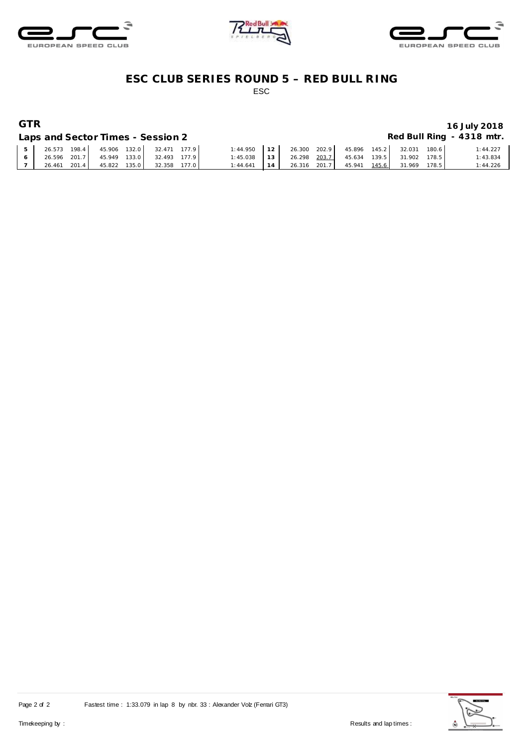# ESC CLUB SERIES ROUND 5 – RED BULL RING

ESC

## GTR

**16 July 2018**

### Laps and Sector Times - Session 2

**Red Bull Ring - 4318 mtr.**

| | | | | | | | | | | | | | | | |
|---|---|---|---|---|---|---|---|---|---|---|---|---|---|---|---|
| **5** | 26.573 | 198.4 | 45.906 | 132.0 | 32.471 | 177.9 | 1:44.950 | **12** | 26.300 | 202.9 | 45.896 | 145.2 | 32.031 | 180.6 | 1:44.227 |
| **6** | 26.596 | 201.7 | 45.949 | 133.0 | 32.493 | 177.9 | 1:45.038 | **13** | 26.298 | 203.7 | 45.634 | 139.5 | 31.902 | 178.5 | 1:43.834 |
| **7** | 26.461 | 201.4 | 45.822 | 135.0 | 32.358 | 177.0 | 1:44.641 | **14** | 26.316 | 201.7 | 45.941 | 145.6 | 31.969 | 178.5 | 1:44.226 |

Fastest time : 1:33.079 in lap 8 by nbr. 33 : Alexander Volz (Ferrari GT3)

Timekeeping by :

Results and lap times :